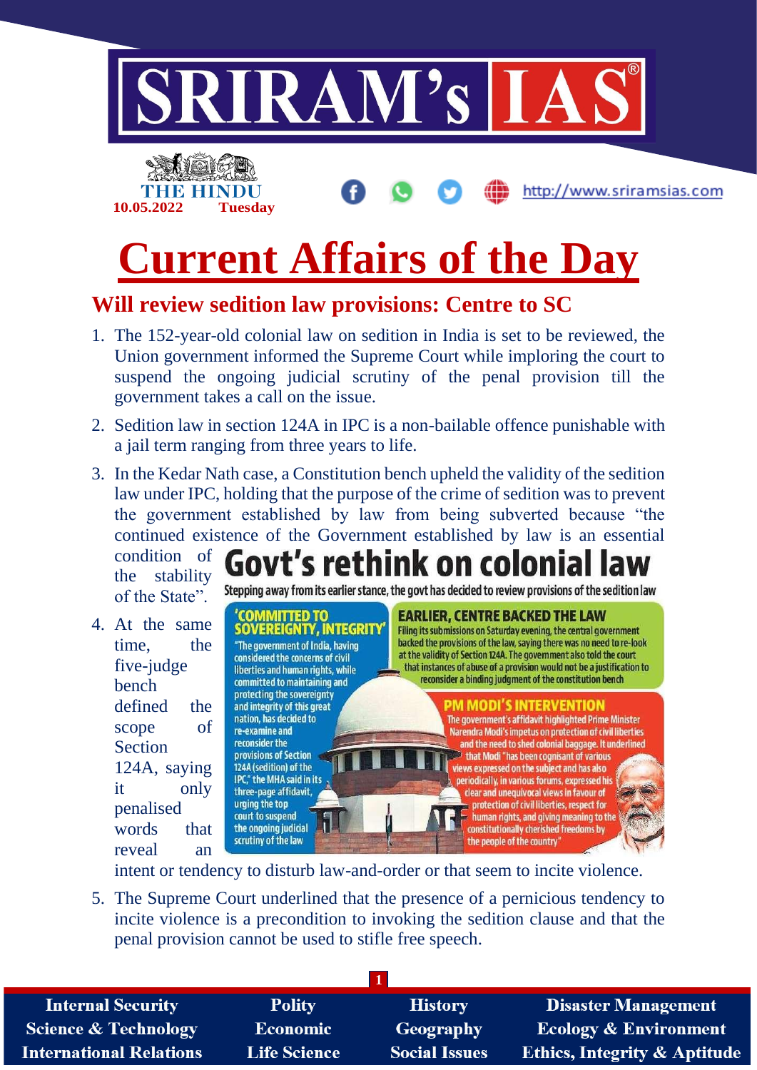# Current Affairs of the Day

## Will review sedition law provisions: Centre to SC

1. The 152-year-old colonial law on sedition in India is set to be reviewed, the Union government informed the Supreme Court while imploring the court to suspend the ongoing judicial scrutiny of the penal provision till the government takes a call on the issue.
2. Sedition law in section 124A in IPC is a non-bailable offence punishable with a jail term ranging from three years to life.
3. In the Kedar Nath case, a Constitution bench upheld the validity of the sedition law under IPC, holding that the purpose of the crime of sedition was to prevent the government established by law from being subverted because "the continued existence of the Government established by law is an essential condition of the stability of the State".
4. At the same time, the five-judge bench defined the scope of Section 124A, saying it only penalised words that reveal an intent or tendency to disturb law-and-order or that seem to incite violence.
5. The Supreme Court underlined that the presence of a pernicious tendency to incite violence is a precondition to invoking the sedition clause and that the penal provision cannot be used to stifle free speech.

### Govt's rethink on colonial law

Stepping away from its earlier stance, the govt has decided to review provisions of the sedition law

**'COMMITTED TO SOVEREIGNTY, INTEGRITY'**

"The government of India, having considered the concerns of civil liberties and human rights, while committed to maintaining and protecting the sovereignty and integrity of this great nation, has decided to re-examine and reconsider the provisions of Section 124A (sedition) of the IPC," the MHA said in its three-page affidavit, urging the top court to suspend the ongoing judicial scrutiny of the law

**EARLIER, CENTRE BACKED THE LAW**

Filing its submissions on Saturday evening, the central government backed the provisions of the law, saying there was no need to re-look at the validity of Section 124A. The government also told the court that instances of abuse of a provision would not be a justification to reconsider a binding judgment of the constitution bench

**PM MODI'S INTERVENTION**

The government's affidavit highlighted Prime Minister Narendra Modi's impetus on protection of civil liberties and the need to shed colonial baggage. It underlined that Modi "has been cognisant of various views expressed on the subject and has also periodically, in various forums, expressed his clear and unequivocal views in favour of protection of civil liberties, respect for human rights, and giving meaning to the constitutionally cherished freedoms by the people of the country"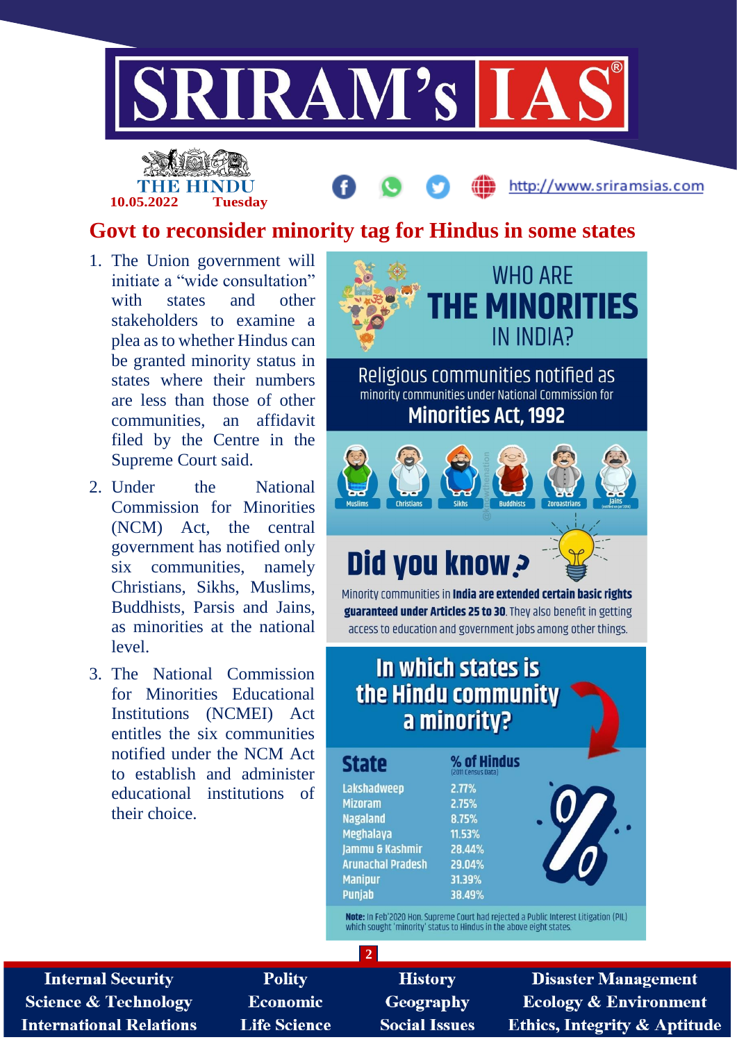THE HINDU
10.05.2022 Tuesday

# Govt to reconsider minority tag for Hindus in some states

1. The Union government will initiate a "wide consultation" with states and other stakeholders to examine a plea as to whether Hindus can be granted minority status in states where their numbers are less than those of other communities, an affidavit filed by the Centre in the Supreme Court said.
2. Under the National Commission for Minorities (NCM) Act, the central government has notified only six communities, namely Christians, Sikhs, Muslims, Buddhists, Parsis and Jains, as minorities at the national level.
3. The National Commission for Minorities Educational Institutions (NCMEI) Act entitles the six communities notified under the NCM Act to establish and administer educational institutions of their choice.

## WHO ARE THE MINORITIES IN INDIA?

Religious communities notified as minority communities under National Commission for **Minorities Act, 1992**

Muslims, Christians, Sikhs, Buddhists, Zoroastrians, Jains (notified on Jan'2014)

**Did you know?**

Minority communities in **India are extended certain basic rights guaranteed under Articles 25 to 30**. They also benefit in getting access to education and government jobs among other things.

## In which states is the Hindu community a minority?

| State | % of Hindus (2011 Census Data) |
|---|---|
| Lakshadweep | 2.77% |
| Mizoram | 2.75% |
| Nagaland | 8.75% |
| Meghalaya | 11.53% |
| Jammu & Kashmir | 28.44% |
| Arunachal Pradesh | 29.04% |
| Manipur | 31.39% |
| Punjab | 38.49% |

**Note:** In Feb'2020 Hon. Supreme Court had rejected a Public Interest Litigation (PIL) which sought 'minority' status to Hindus in the above eight states.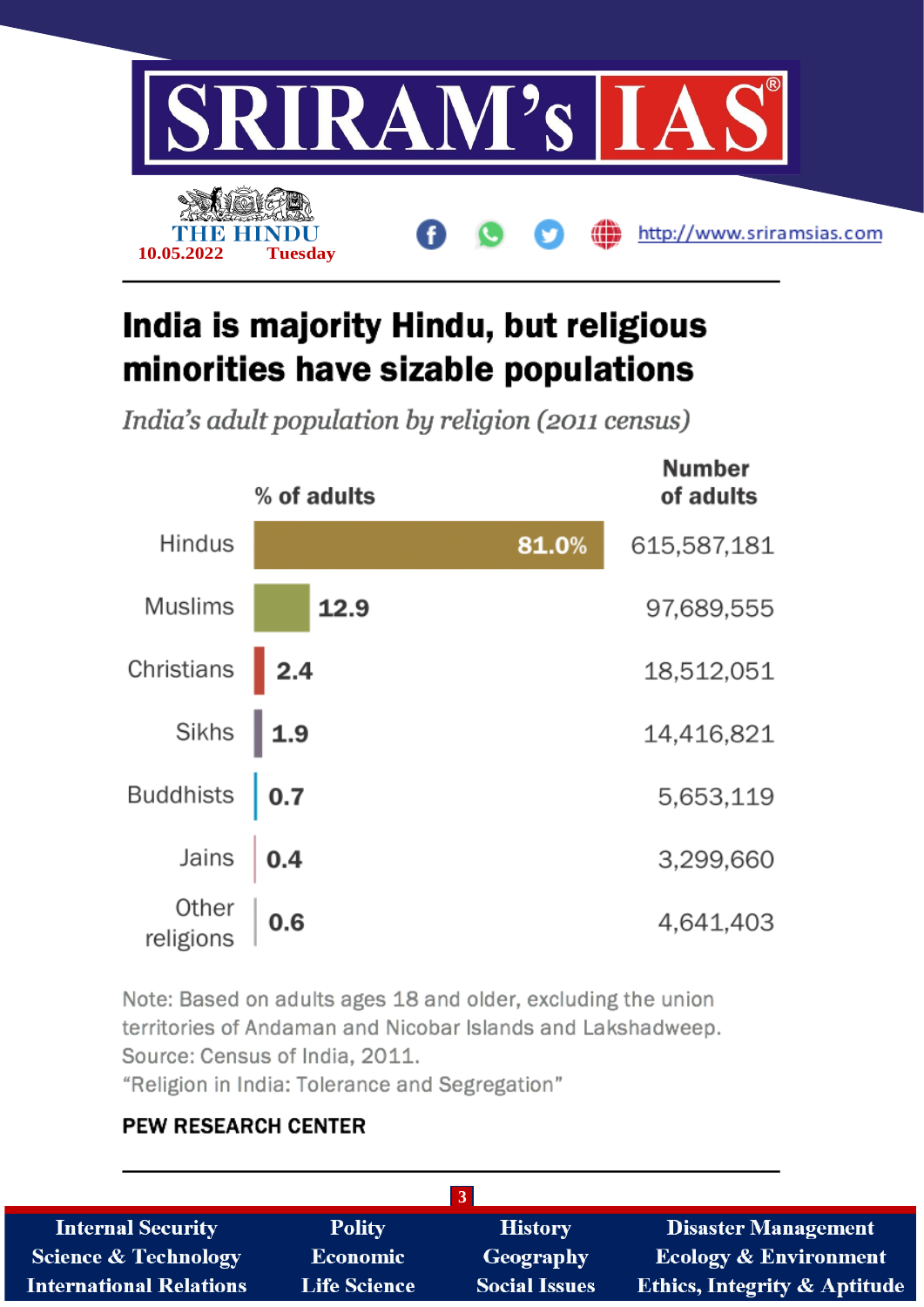# India is majority Hindu, but religious minorities have sizable populations

*India's adult population by religion (2011 census)*

| | % of adults | Number of adults |
|---|---|---|
| Hindus | 81.0% | 615,587,181 |
| Muslims | 12.9 | 97,689,555 |
| Christians | 2.4 | 18,512,051 |
| Sikhs | 1.9 | 14,416,821 |
| Buddhists | 0.7 | 5,653,119 |
| Jains | 0.4 | 3,299,660 |
| Other religions | 0.6 | 4,641,403 |

Note: Based on adults ages 18 and older, excluding the union territories of Andaman and Nicobar Islands and Lakshadweep.
Source: Census of India, 2011.
"Religion in India: Tolerance and Segregation"

**PEW RESEARCH CENTER**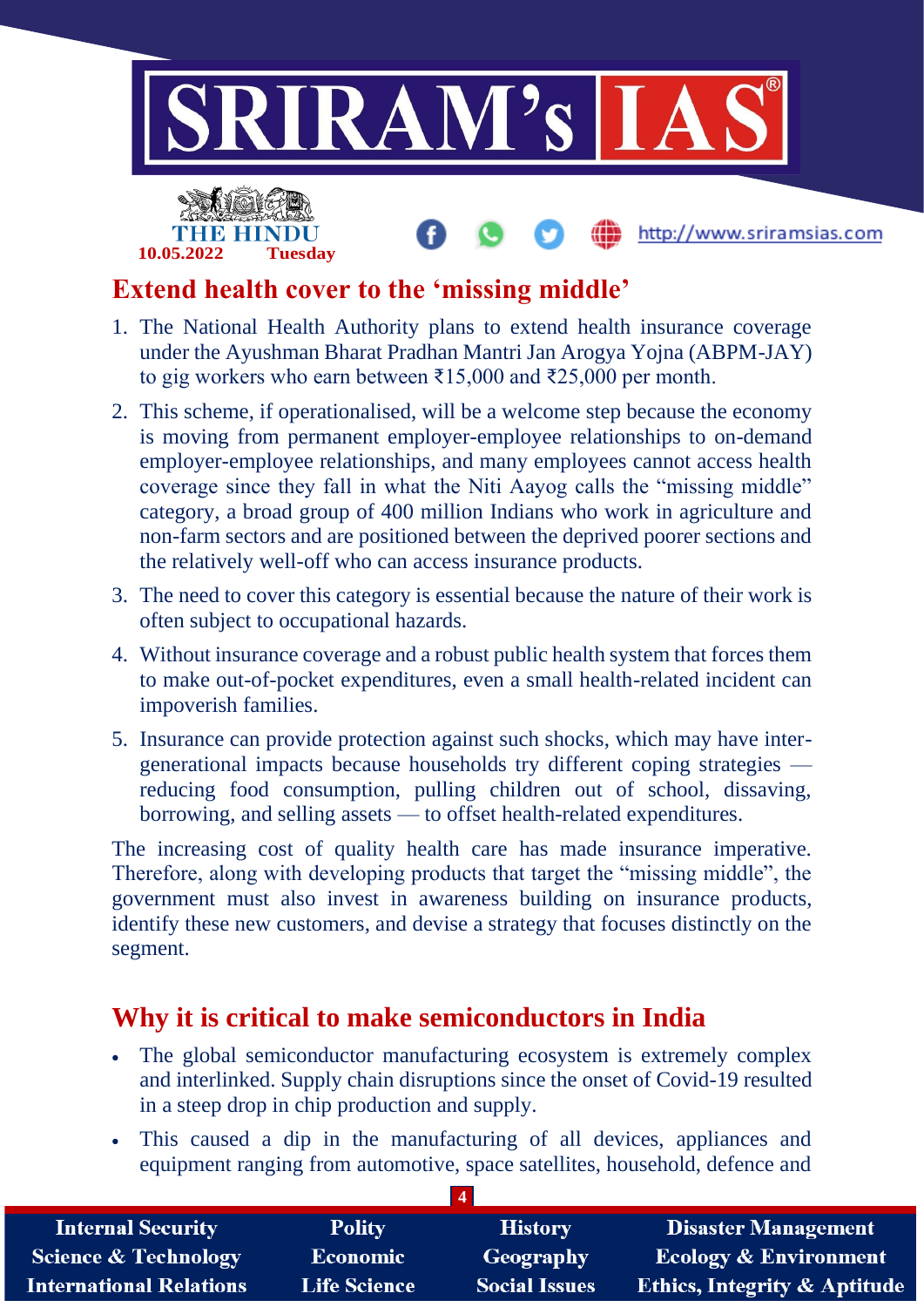## Extend health cover to the 'missing middle'

1. The National Health Authority plans to extend health insurance coverage under the Ayushman Bharat Pradhan Mantri Jan Arogya Yojna (ABPM-JAY) to gig workers who earn between ₹15,000 and ₹25,000 per month.
2. This scheme, if operationalised, will be a welcome step because the economy is moving from permanent employer-employee relationships to on-demand employer-employee relationships, and many employees cannot access health coverage since they fall in what the Niti Aayog calls the "missing middle" category, a broad group of 400 million Indians who work in agriculture and non-farm sectors and are positioned between the deprived poorer sections and the relatively well-off who can access insurance products.
3. The need to cover this category is essential because the nature of their work is often subject to occupational hazards.
4. Without insurance coverage and a robust public health system that forces them to make out-of-pocket expenditures, even a small health-related incident can impoverish families.
5. Insurance can provide protection against such shocks, which may have inter-generational impacts because households try different coping strategies — reducing food consumption, pulling children out of school, dissaving, borrowing, and selling assets — to offset health-related expenditures.

The increasing cost of quality health care has made insurance imperative. Therefore, along with developing products that target the "missing middle", the government must also invest in awareness building on insurance products, identify these new customers, and devise a strategy that focuses distinctly on the segment.

## Why it is critical to make semiconductors in India

- The global semiconductor manufacturing ecosystem is extremely complex and interlinked. Supply chain disruptions since the onset of Covid-19 resulted in a steep drop in chip production and supply.
- This caused a dip in the manufacturing of all devices, appliances and equipment ranging from automotive, space satellites, household, defence and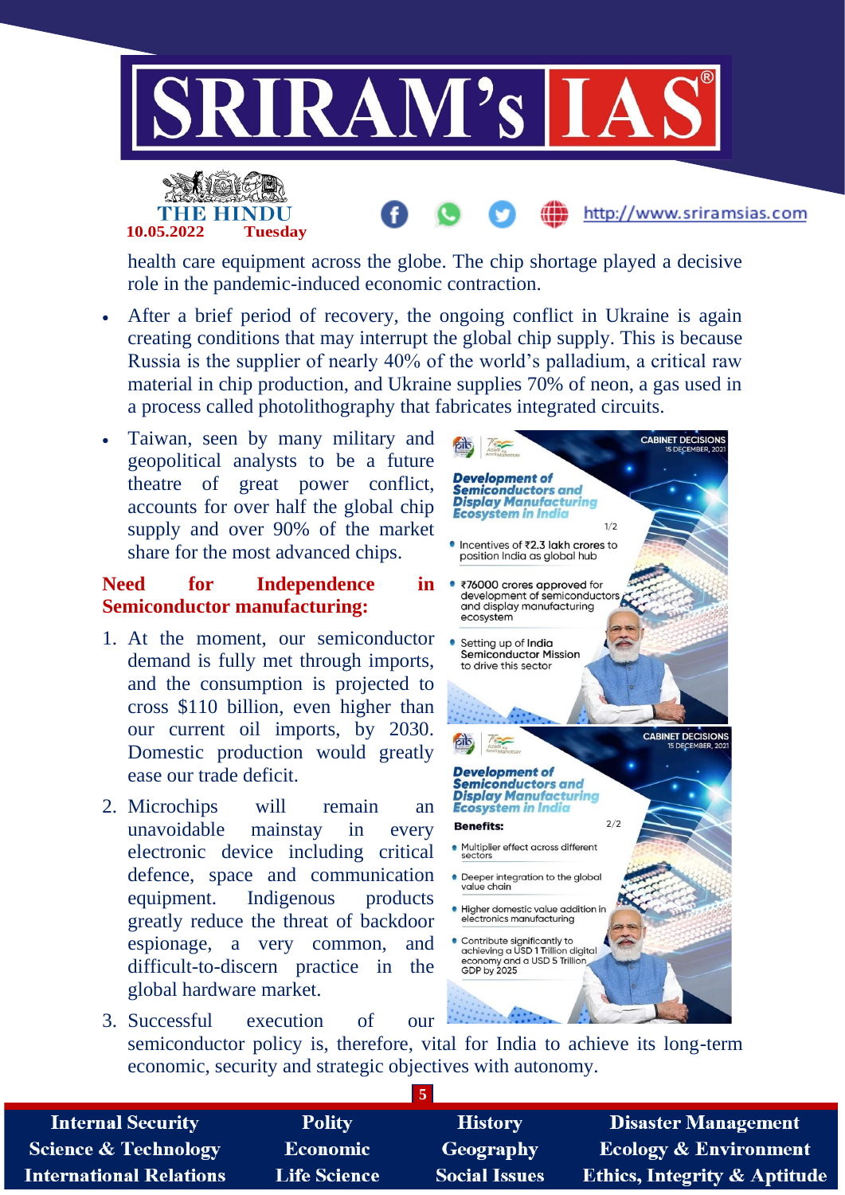health care equipment across the globe. The chip shortage played a decisive role in the pandemic-induced economic contraction.

- After a brief period of recovery, the ongoing conflict in Ukraine is again creating conditions that may interrupt the global chip supply. This is because Russia is the supplier of nearly 40% of the world's palladium, a critical raw material in chip production, and Ukraine supplies 70% of neon, a gas used in a process called photolithography that fabricates integrated circuits.
- Taiwan, seen by many military and geopolitical analysts to be a future theatre of great power conflict, accounts for over half the global chip supply and over 90% of the market share for the most advanced chips.

## Need for Independence in Semiconductor manufacturing:

1. At the moment, our semiconductor demand is fully met through imports, and the consumption is projected to cross $110 billion, even higher than our current oil imports, by 2030. Domestic production would greatly ease our trade deficit.
2. Microchips will remain an unavoidable mainstay in every electronic device including critical defence, space and communication equipment. Indigenous products greatly reduce the threat of backdoor espionage, a very common, and difficult-to-discern practice in the global hardware market.
3. Successful execution of our semiconductor policy is, therefore, vital for India to achieve its long-term economic, security and strategic objectives with autonomy.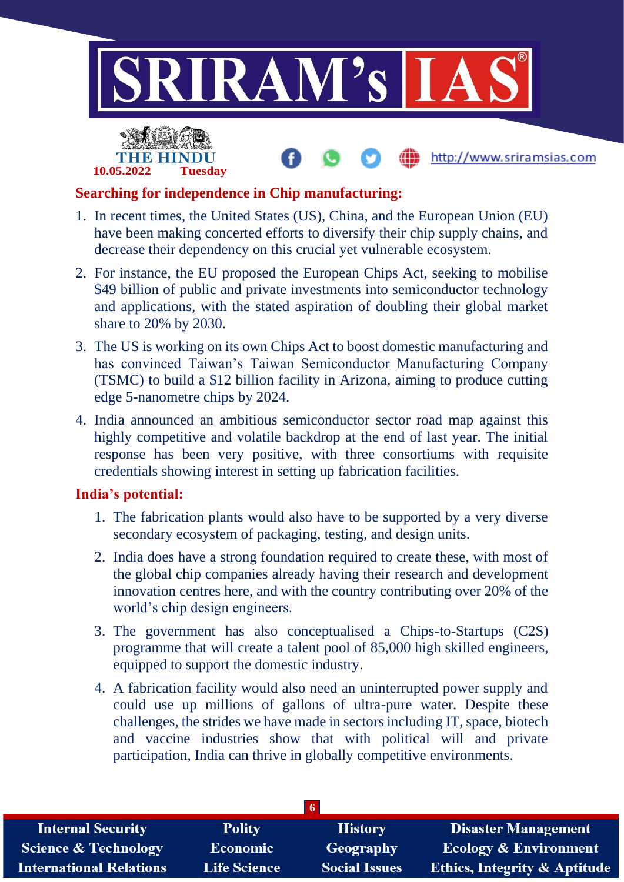## Searching for independence in Chip manufacturing:

1. In recent times, the United States (US), China, and the European Union (EU) have been making concerted efforts to diversify their chip supply chains, and decrease their dependency on this crucial yet vulnerable ecosystem.
2. For instance, the EU proposed the European Chips Act, seeking to mobilise $49 billion of public and private investments into semiconductor technology and applications, with the stated aspiration of doubling their global market share to 20% by 2030.
3. The US is working on its own Chips Act to boost domestic manufacturing and has convinced Taiwan's Taiwan Semiconductor Manufacturing Company (TSMC) to build a $12 billion facility in Arizona, aiming to produce cutting edge 5-nanometre chips by 2024.
4. India announced an ambitious semiconductor sector road map against this highly competitive and volatile backdrop at the end of last year. The initial response has been very positive, with three consortiums with requisite credentials showing interest in setting up fabrication facilities.

## India's potential:

1. The fabrication plants would also have to be supported by a very diverse secondary ecosystem of packaging, testing, and design units.
2. India does have a strong foundation required to create these, with most of the global chip companies already having their research and development innovation centres here, and with the country contributing over 20% of the world's chip design engineers.
3. The government has also conceptualised a Chips-to-Startups (C2S) programme that will create a talent pool of 85,000 high skilled engineers, equipped to support the domestic industry.
4. A fabrication facility would also need an uninterrupted power supply and could use up millions of gallons of ultra-pure water. Despite these challenges, the strides we have made in sectors including IT, space, biotech and vaccine industries show that with political will and private participation, India can thrive in globally competitive environments.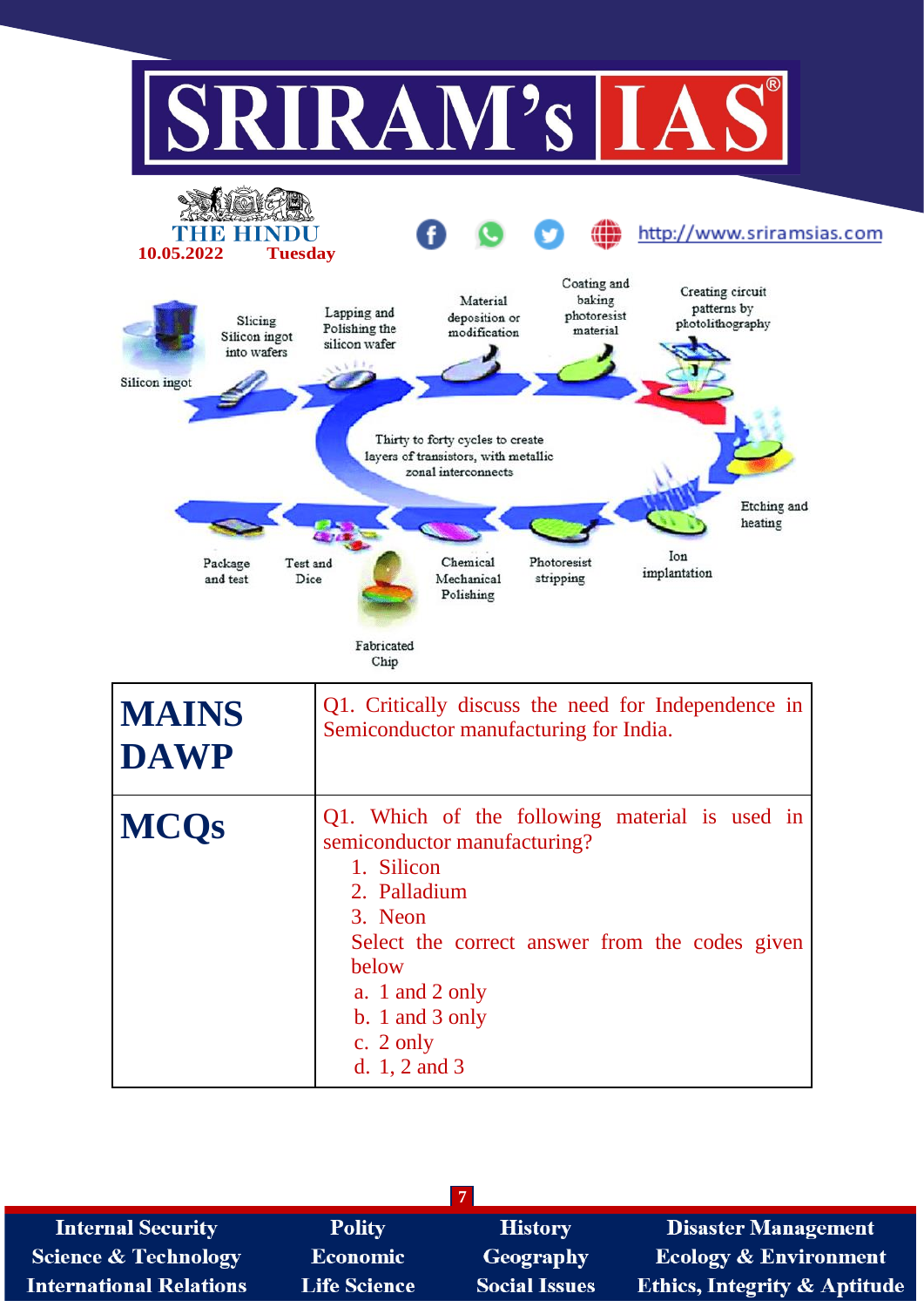# SRIRAM's IAS

THE HINDU

10.05.2022 Tuesday

http://www.sriramsias.com

Silicon ingot

Slicing Silicon ingot into wafers

Lapping and Polishing the silicon wafer

Material deposition or modification

Coating and baking photoresist material

Creating circuit patterns by photolithography

Etching and heating

Ion implantation

Photoresist stripping

Chemical Mechanical Polishing

Test and Dice

Package and test

Fabricated Chip

Thirty to forty cycles to create layers of transistors, with metallic zonal interconnects

| | |
|---|---|
| **MAINS DAWP** | Q1. Critically discuss the need for Independence in Semiconductor manufacturing for India. |
| **MCQs** | Q1. Which of the following material is used in semiconductor manufacturing?<br>1. Silicon<br>2. Palladium<br>3. Neon<br>Select the correct answer from the codes given below<br>a. 1 and 2 only<br>b. 1 and 3 only<br>c. 2 only<br>d. 1, 2 and 3 |

Internal Security | Polity | History | Disaster Management
Science & Technology | Economic | Geography | Ecology & Environment
International Relations | Life Science | Social Issues | Ethics, Integrity & Aptitude